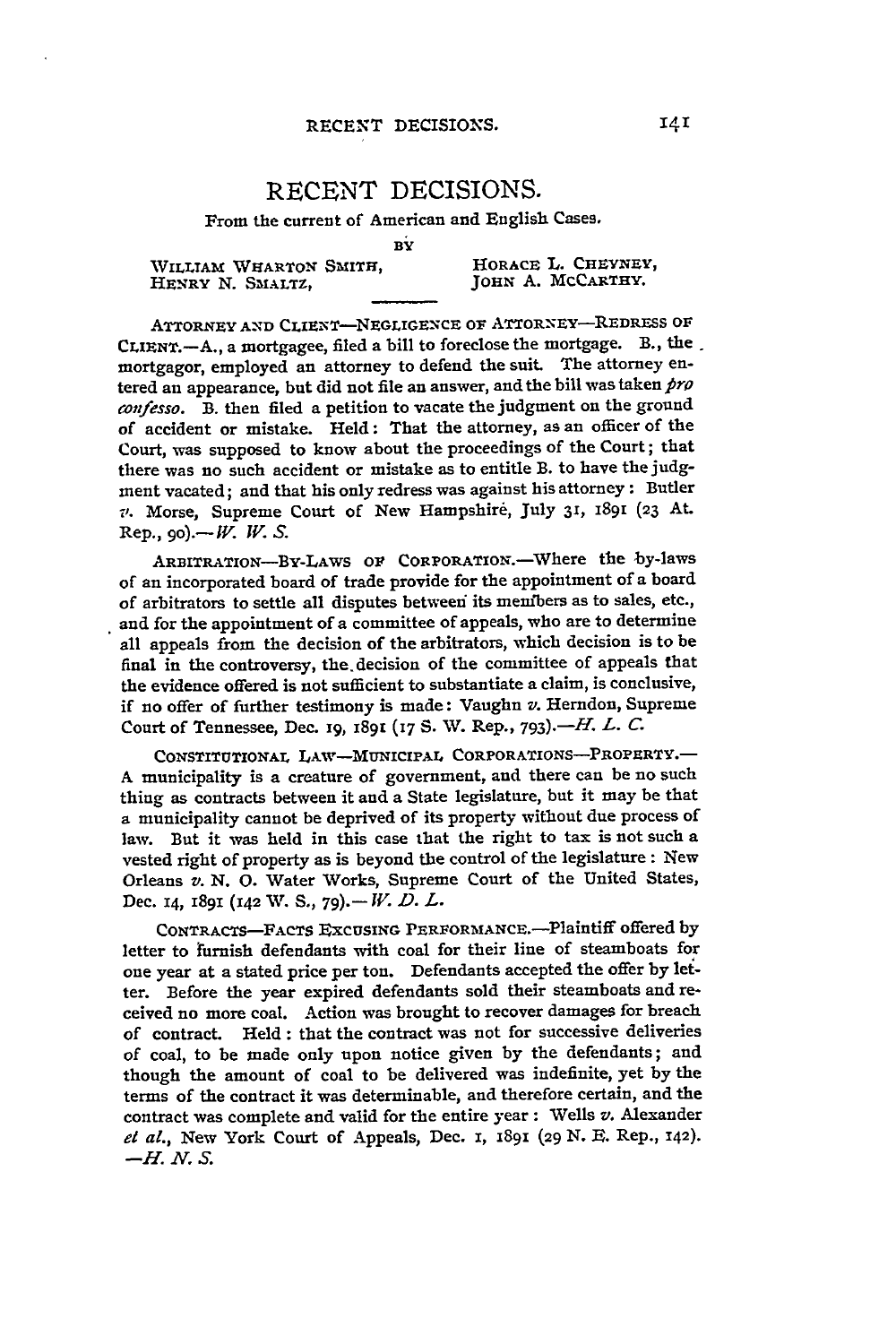# RECENT DECISIONS.

From the current of American and English Cases.

BY

WILLIAM WHARTON SMITH, HENRY N. SMALTZ, HORACE L. CHEYNEY, JOHN A. MCCARTHY.

ATTORNEY AND CLIENT—NEGLIGENCE OF ATTORNEY—REDRESS OF CLIENT.—A., a mortgagee, filed a bill to foreclose the mortgage. B., the mortgagor, employed an attorney to defend the suit. The attorney entered an appearance, but did not file an answer, and the bill was taken *pro confesso*. B. then filed a petition to vacate the judgment on the ground of accident or mistake. Held: That the attorney, as an officer of the Court, was supposed to know about the proceedings of the Court; that there was no such accident or mistake as to entitle B. to have the judgment vacated; and that his only redress was against his attorney: Butler *v.* Morse, Supreme Court of New Hampshire, July 31, 1891 (23 At. Rep., 90).—*W. W. S.*

ARBITRATION—BY-LAWS OF CORPORATION.—Where the by-laws of an incorporated board of trade provide for the appointment of a board of arbitrators to settle all disputes between its members as to sales, etc., and for the appointment of a committee of appeals, who are to determine all appeals from the decision of the arbitrators, which decision is to be final in the controversy, the decision of the committee of appeals that the evidence offered is not sufficient to substantiate a claim, is conclusive, if no offer of further testimony is made: Vaughn *v.* Herndon, Supreme Court of Tennessee, Dec. 19, 1891 (17 S. W. Rep., 793).—*H. L. C.*

CONSTITUTIONAL LAW—MUNICIPAL CORPORATIONS—PROPERTY.—A municipality is a creature of government, and there can be no such thing as contracts between it and a State legislature, but it may be that a municipality cannot be deprived of its property without due process of law. But it was held in this case that the right to tax is not such a vested right of property as is beyond the control of the legislature: New Orleans *v.* N. O. Water Works, Supreme Court of the United States, Dec. 14, 1891 (142 W. S., 79).—*W. D. L.*

CONTRACTS—FACTS EXCUSING PERFORMANCE.—Plaintiff offered by letter to furnish defendants with coal for their line of steamboats for one year at a stated price per ton. Defendants accepted the offer by letter. Before the year expired defendants sold their steamboats and received no more coal. Action was brought to recover damages for breach of contract. Held: that the contract was not for successive deliveries of coal, to be made only upon notice given by the defendants; and though the amount of coal to be delivered was indefinite, yet by the terms of the contract it was determinable, and therefore certain, and the contract was complete and valid for the entire year: Wells *v.* Alexander *et al.*, New York Court of Appeals, Dec. 1, 1891 (29 N. E. Rep., 142). —*H. N. S.*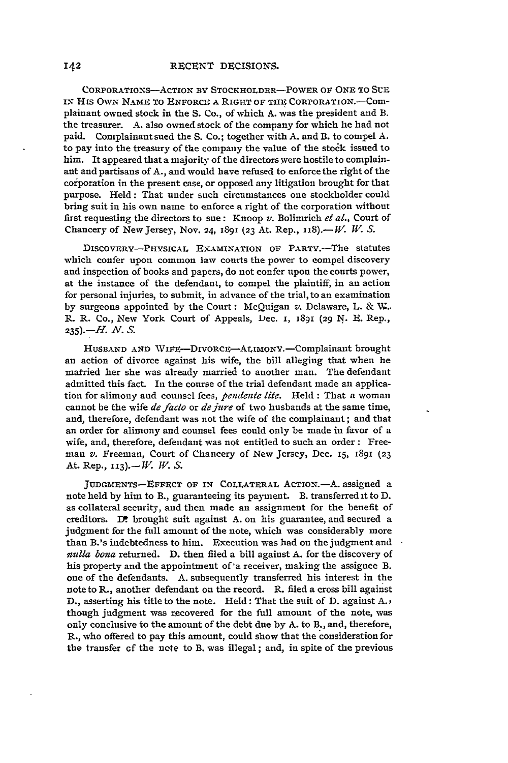CORPORATIONS—ACTION BY STOCKHOLDER—POWER OF ONE TO SUE IN HIS OWN NAME TO ENFORCE A RIGHT OF THE CORPORATION.—Complainant owned stock in the S. Co., of which A. was the president and B. the treasurer. A. also owned stock of the company for which he had not paid. Complainant sued the S. Co.; together with A. and B. to compel A. to pay into the treasury of the company the value of the stock issued to him. It appeared that a majority of the directors were hostile to complainant and partisans of A., and would have refused to enforce the right of the corporation in the present case, or opposed any litigation brought for that purpose. Held: That under such circumstances one stockholder could bring suit in his own name to enforce a right of the corporation without first requesting the directors to sue: Knoop *v.* Bolimrich *et al.*, Court of Chancery of New Jersey, Nov. 24, 1891 (23 At. Rep., 118).—*W. W. S.*

DISCOVERY—PHYSICAL EXAMINATION OF PARTY.—The statutes which confer upon common law courts the power to compel discovery and inspection of books and papers, do not confer upon the courts power, at the instance of the defendant, to compel the plaintiff, in an action for personal injuries, to submit, in advance of the trial, to an examination by surgeons appointed by the Court: McQuigan *v.* Delaware, L. & W. R. R. Co., New York Court of Appeals, Dec. 1, 1891 (29 N. E. Rep., 235).—*H. N. S.*

HUSBAND AND WIFE—DIVORCE—ALIMONY.—Complainant brought an action of divorce against his wife, the bill alleging that when he married her she was already married to another man. The defendant admitted this fact. In the course of the trial defendant made an application for alimony and counsel fees, *pendente lite*. Held: That a woman cannot be the wife *de facto* or *de jure* of two husbands at the same time, and, therefore, defendant was not the wife of the complainant; and that an order for alimony and counsel fees could only be made in favor of a wife, and, therefore, defendant was not entitled to such an order: Freeman *v.* Freeman, Court of Chancery of New Jersey, Dec. 15, 1891 (23 At. Rep., 113).—*W. W. S.*

JUDGMENTS—EFFECT OF IN COLLATERAL ACTION.—A. assigned a note held by him to B., guaranteeing its payment. B. transferred it to D. as collateral security, and then made an assignment for the benefit of creditors. D. brought suit against A. on his guarantee, and secured a judgment for the full amount of the note, which was considerably more than B.'s indebtedness to him. Execution was had on the judgment and *nulla bona* returned. D. then filed a bill against A. for the discovery of his property and the appointment of a receiver, making the assignee B. one of the defendants. A. subsequently transferred his interest in the note to R., another defendant on the record. R. filed a cross bill against D., asserting his title to the note. Held: That the suit of D. against A., though judgment was recovered for the full amount of the note, was only conclusive to the amount of the debt due by A. to B., and, therefore, R., who offered to pay this amount, could show that the consideration for the transfer of the note to B. was illegal; and, in spite of the previous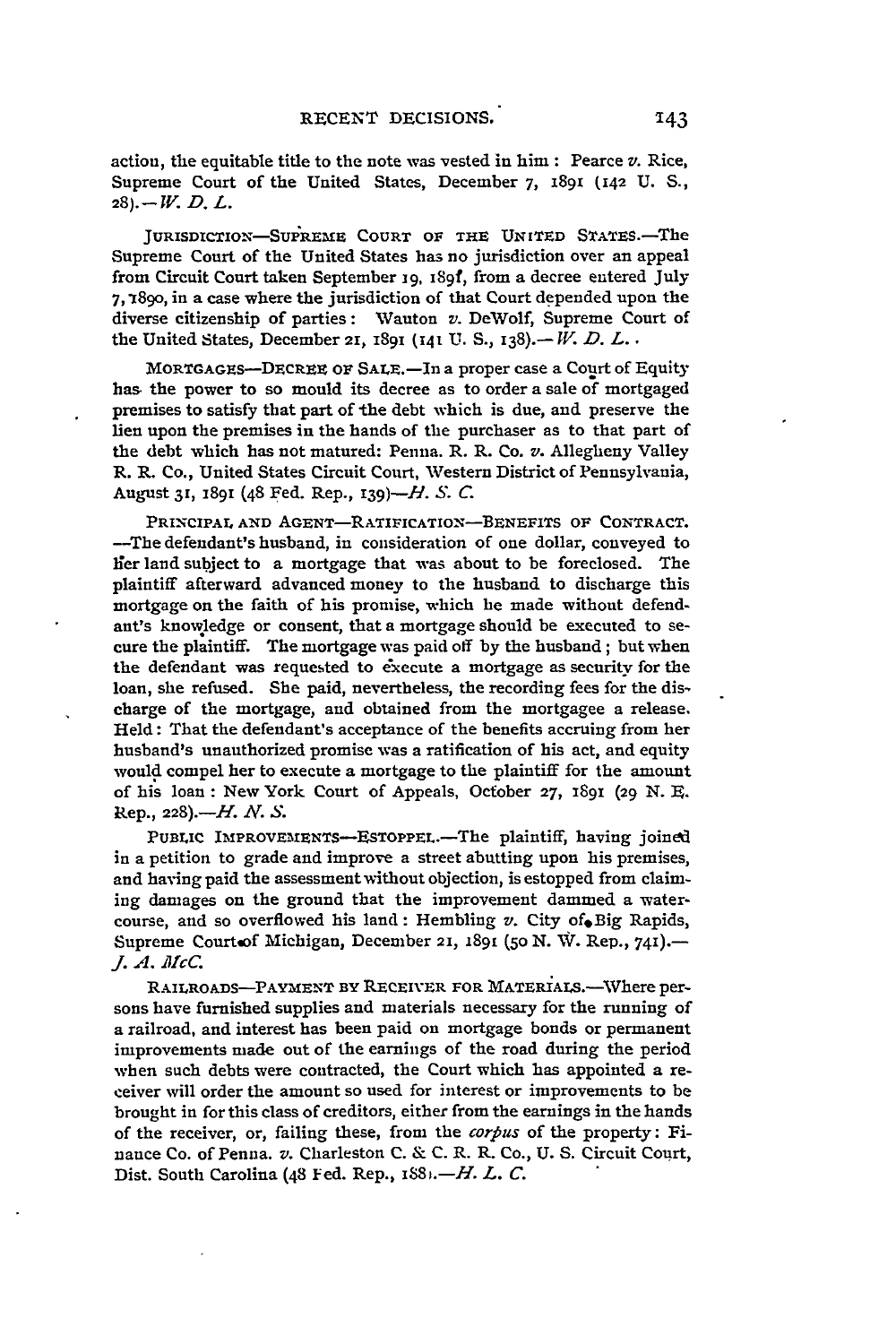action, the equitable title to the note was vested in him: Pearce *v.* Rice, Supreme Court of the United States, December 7, 1891 (142 U. S., 28).—*W. D. L.*

JURISDICTION—SUPREME COURT OF THE UNITED STATES.—The Supreme Court of the United States has no jurisdiction over an appeal from Circuit Court taken September 19, 1891, from a decree entered July 7, 1890, in a case where the jurisdiction of that Court depended upon the diverse citizenship of parties: Wauton *v.* DeWolf, Supreme Court of the United States, December 21, 1891 (141 U. S., 138).—*W. D. L.*

MORTGAGES—DECREE OF SALE.—In a proper case a Court of Equity has the power to so mould its decree as to order a sale of mortgaged premises to satisfy that part of the debt which is due, and preserve the lien upon the premises in the hands of the purchaser as to that part of the debt which has not matured: Penna. R. R. Co. *v.* Allegheny Valley R. R. Co., United States Circuit Court, Western District of Pennsylvania, August 31, 1891 (48 Fed. Rep., 139)—*H. S. C.*

PRINCIPAL AND AGENT—RATIFICATION—BENEFITS OF CONTRACT. —The defendant's husband, in consideration of one dollar, conveyed to her land subject to a mortgage that was about to be foreclosed. The plaintiff afterward advanced money to the husband to discharge this mortgage on the faith of his promise, which he made without defendant's knowledge or consent, that a mortgage should be executed to secure the plaintiff. The mortgage was paid off by the husband; but when the defendant was requested to execute a mortgage as security for the loan, she refused. She paid, nevertheless, the recording fees for the discharge of the mortgage, and obtained from the mortgagee a release. Held: That the defendant's acceptance of the benefits accruing from her husband's unauthorized promise was a ratification of his act, and equity would compel her to execute a mortgage to the plaintiff for the amount of his loan: New York Court of Appeals, October 27, 1891 (29 N. E. Rep., 228).—*H. N. S.*

PUBLIC IMPROVEMENTS—ESTOPPEL.—The plaintiff, having joined in a petition to grade and improve a street abutting upon his premises, and having paid the assessment without objection, is estopped from claiming damages on the ground that the improvement dammed a watercourse, and so overflowed his land: Hembling *v.* City of Big Rapids, Supreme Court of Michigan, December 21, 1891 (50 N. W. Rep., 741).—*J. A. McC.*

RAILROADS—PAYMENT BY RECEIVER FOR MATERIALS.—Where persons have furnished supplies and materials necessary for the running of a railroad, and interest has been paid on mortgage bonds or permanent improvements made out of the earnings of the road during the period when such debts were contracted, the Court which has appointed a receiver will order the amount so used for interest or improvements to be brought in for this class of creditors, either from the earnings in the hands of the receiver, or, failing these, from the *corpus* of the property: Finance Co. of Penna. *v.* Charleston C. & C. R. R. Co., U. S. Circuit Court, Dist. South Carolina (48 Fed. Rep., 188).—*H. L. C.*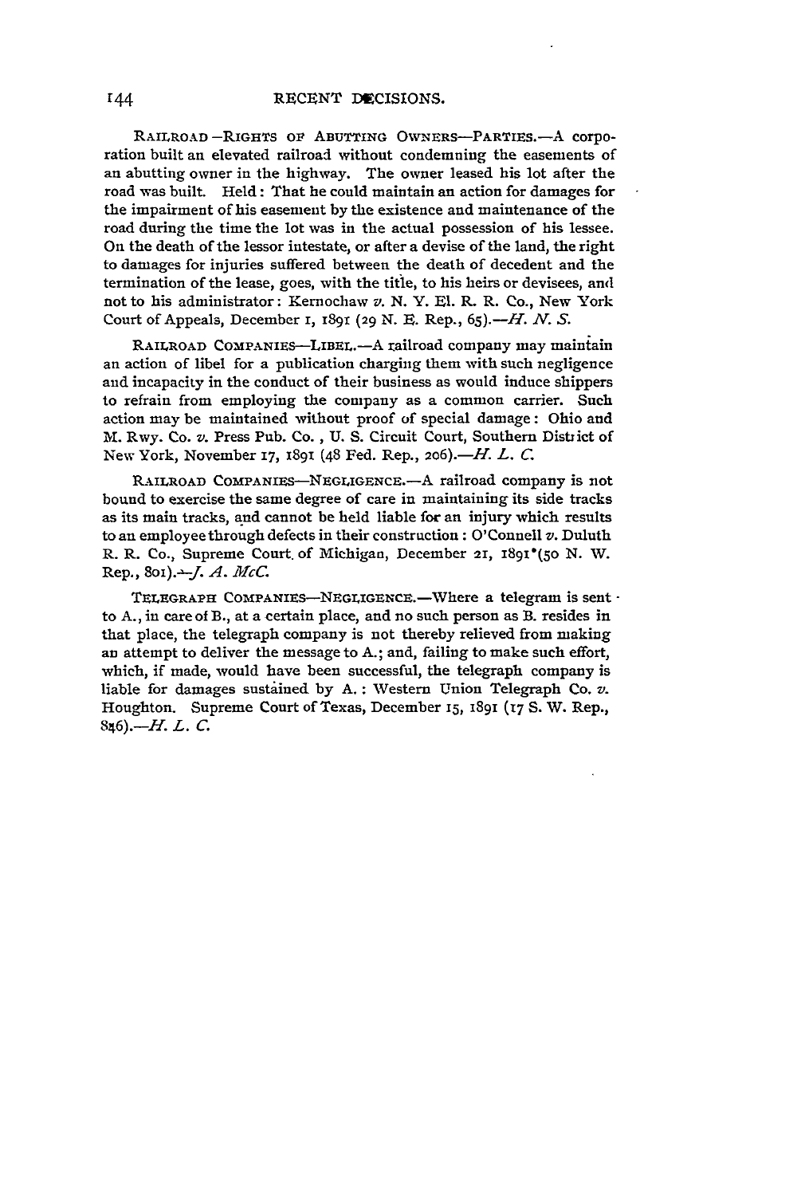RAILROAD—RIGHTS OF ABUTTING OWNERS—PARTIES.—A corporation built an elevated railroad without condemning the easements of an abutting owner in the highway. The owner leased his lot after the road was built. Held: That he could maintain an action for damages for the impairment of his easement by the existence and maintenance of the road during the time the lot was in the actual possession of his lessee. On the death of the lessor intestate, or after a devise of the land, the right to damages for injuries suffered between the death of decedent and the termination of the lease, goes, with the title, to his heirs or devisees, and not to his administrator: Kernochaw *v.* N. Y. El. R. R. Co., New York Court of Appeals, December 1, 1891 (29 N. E. Rep., 65).—*H. N. S.*

RAILROAD COMPANIES—LIBEL.—A railroad company may maintain an action of libel for a publication charging them with such negligence and incapacity in the conduct of their business as would induce shippers to refrain from employing the company as a common carrier. Such action may be maintained without proof of special damage: Ohio and M. Rwy. Co. *v.* Press Pub. Co., U. S. Circuit Court, Southern District of New York, November 17, 1891 (48 Fed. Rep., 206).—*H. L. C.*

RAILROAD COMPANIES—NEGLIGENCE.—A railroad company is not bound to exercise the same degree of care in maintaining its side tracks as its main tracks, and cannot be held liable for an injury which results to an employee through defects in their construction: O'Connell *v.* Duluth R. R. Co., Supreme Court of Michigan, December 21, 1891 (50 N. W. Rep., 801).—*J. A. McC.*

TELEGRAPH COMPANIES—NEGLIGENCE.—Where a telegram is sent to A., in care of B., at a certain place, and no such person as B. resides in that place, the telegraph company is not thereby relieved from making an attempt to deliver the message to A.; and, failing to make such effort, which, if made, would have been successful, the telegraph company is liable for damages sustained by A.: Western Union Telegraph Co. *v.* Houghton. Supreme Court of Texas, December 15, 1891 (17 S. W. Rep., 846).—*H. L. C.*